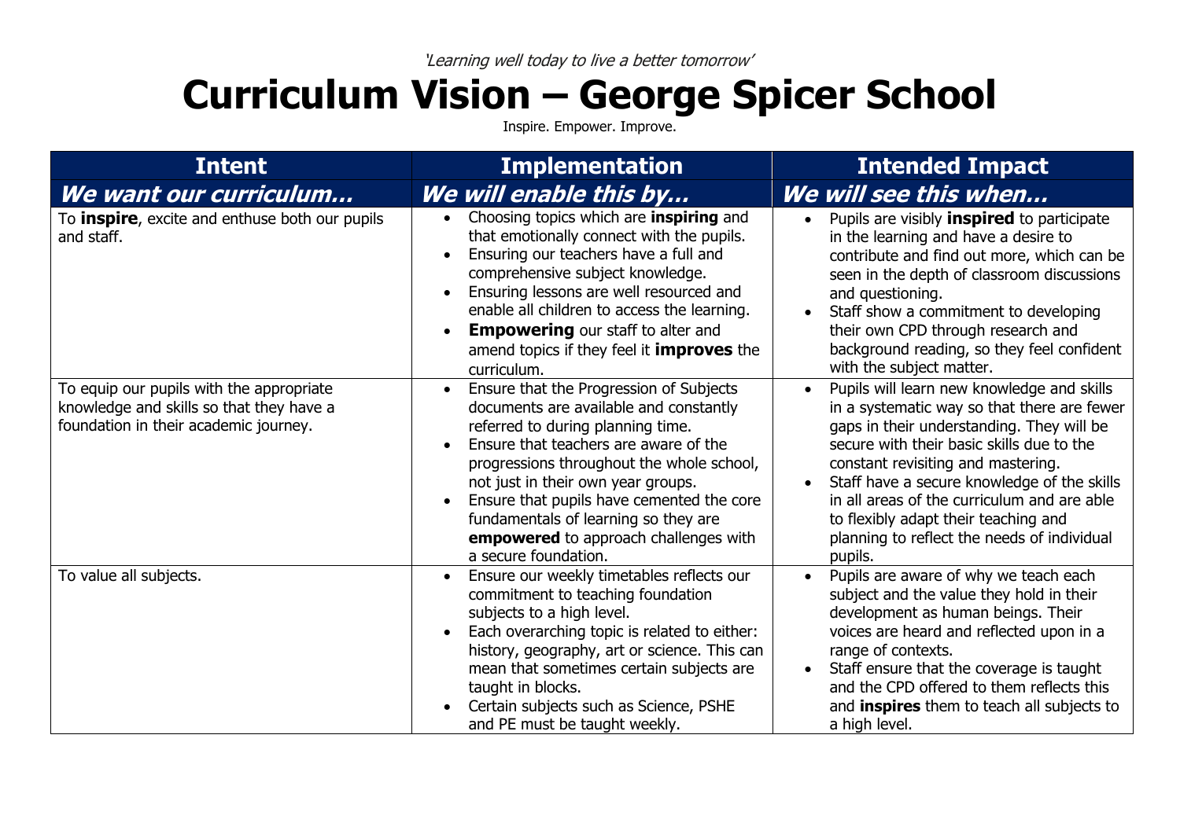*'Learning well today to live a better tomorrow'*

# Curriculum Vision – George Spicer School

Inspire. Empower. Improve.

| Intent | Implementation | Intended Impact |
|---|---|---|
| ***We want our curriculum…*** | ***We will enable this by…*** | ***We will see this when…*** |
| To **inspire**, excite and enthuse both our pupils and staff. | • Choosing topics which are **inspiring** and that emotionally connect with the pupils.<br>• Ensuring our teachers have a full and comprehensive subject knowledge.<br>• Ensuring lessons are well resourced and enable all children to access the learning.<br>• **Empowering** our staff to alter and amend topics if they feel it **improves** the curriculum. | • Pupils are visibly **inspired** to participate in the learning and have a desire to contribute and find out more, which can be seen in the depth of classroom discussions and questioning.<br>• Staff show a commitment to developing their own CPD through research and background reading, so they feel confident with the subject matter. |
| To equip our pupils with the appropriate knowledge and skills so that they have a foundation in their academic journey. | • Ensure that the Progression of Subjects documents are available and constantly referred to during planning time.<br>• Ensure that teachers are aware of the progressions throughout the whole school, not just in their own year groups.<br>• Ensure that pupils have cemented the core fundamentals of learning so they are **empowered** to approach challenges with a secure foundation. | • Pupils will learn new knowledge and skills in a systematic way so that there are fewer gaps in their understanding. They will be secure with their basic skills due to the constant revisiting and mastering.<br>• Staff have a secure knowledge of the skills in all areas of the curriculum and are able to flexibly adapt their teaching and planning to reflect the needs of individual pupils. |
| To value all subjects. | • Ensure our weekly timetables reflects our commitment to teaching foundation subjects to a high level.<br>• Each overarching topic is related to either: history, geography, art or science. This can mean that sometimes certain subjects are taught in blocks.<br>• Certain subjects such as Science, PSHE and PE must be taught weekly. | • Pupils are aware of why we teach each subject and the value they hold in their development as human beings. Their voices are heard and reflected upon in a range of contexts.<br>• Staff ensure that the coverage is taught and the CPD offered to them reflects this and **inspires** them to teach all subjects to a high level. |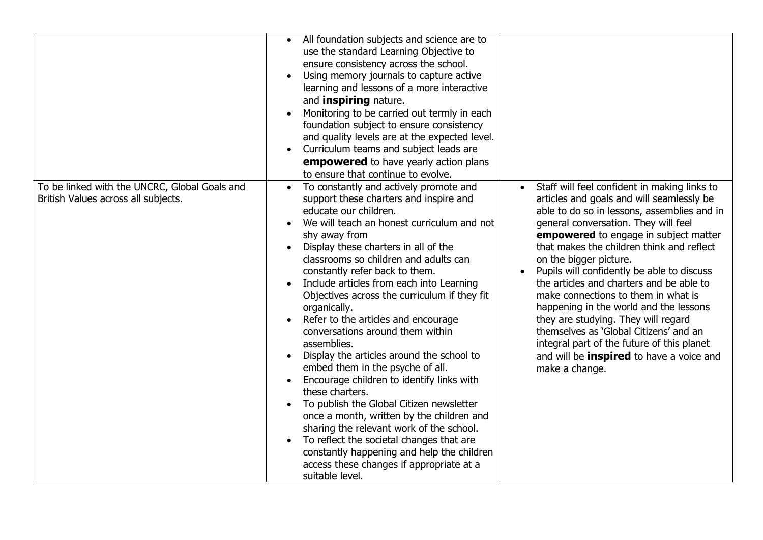| | | |
|---|---|---|
| | • All foundation subjects and science are to use the standard Learning Objective to ensure consistency across the school.<br>• Using memory journals to capture active learning and lessons of a more interactive and **inspiring** nature.<br>• Monitoring to be carried out termly in each foundation subject to ensure consistency and quality levels are at the expected level.<br>• Curriculum teams and subject leads are **empowered** to have yearly action plans to ensure that continue to evolve. | |
| To be linked with the UNCRC, Global Goals and British Values across all subjects. | • To constantly and actively promote and support these charters and inspire and educate our children.<br>• We will teach an honest curriculum and not shy away from<br>• Display these charters in all of the classrooms so children and adults can constantly refer back to them.<br>• Include articles from each into Learning Objectives across the curriculum if they fit organically.<br>• Refer to the articles and encourage conversations around them within assemblies.<br>• Display the articles around the school to embed them in the psyche of all.<br>• Encourage children to identify links with these charters.<br>• To publish the Global Citizen newsletter once a month, written by the children and sharing the relevant work of the school.<br>• To reflect the societal changes that are constantly happening and help the children access these changes if appropriate at a suitable level. | • Staff will feel confident in making links to articles and goals and will seamlessly be able to do so in lessons, assemblies and in general conversation. They will feel **empowered** to engage in subject matter that makes the children think and reflect on the bigger picture.<br>• Pupils will confidently be able to discuss the articles and charters and be able to make connections to them in what is happening in the world and the lessons they are studying. They will regard themselves as 'Global Citizens' and an integral part of the future of this planet and will be **inspired** to have a voice and make a change. |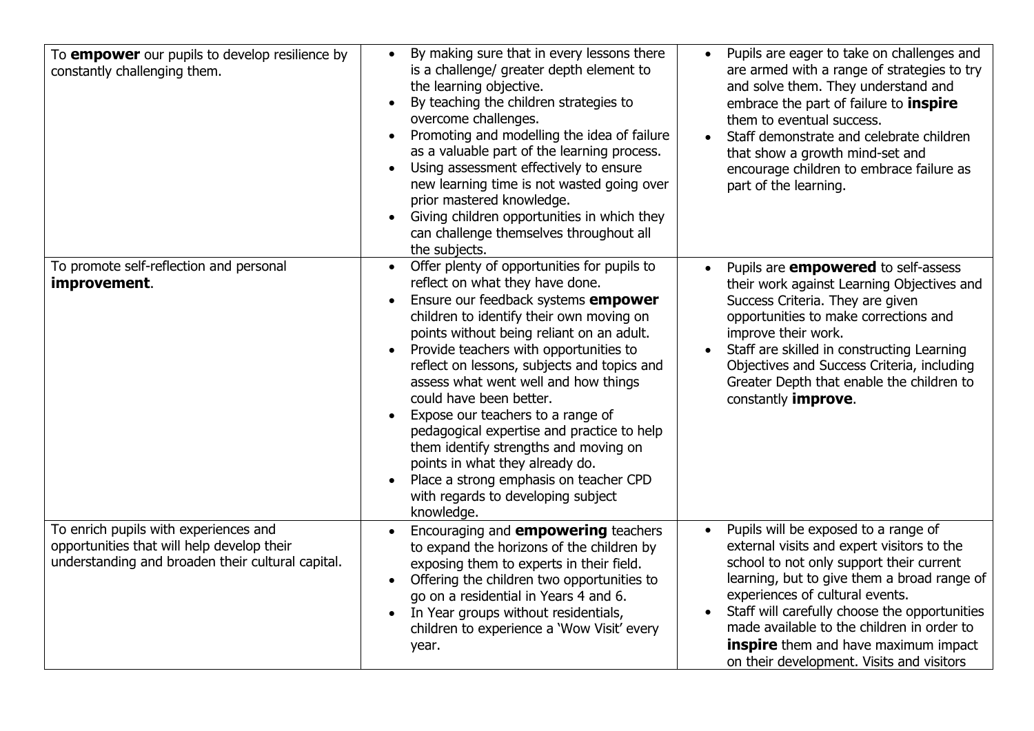| | | |
|---|---|---|
| To **empower** our pupils to develop resilience by constantly challenging them. | • By making sure that in every lessons there is a challenge/ greater depth element to the learning objective.<br>• By teaching the children strategies to overcome challenges.<br>• Promoting and modelling the idea of failure as a valuable part of the learning process.<br>• Using assessment effectively to ensure new learning time is not wasted going over prior mastered knowledge.<br>• Giving children opportunities in which they can challenge themselves throughout all the subjects. | • Pupils are eager to take on challenges and are armed with a range of strategies to try and solve them. They understand and embrace the part of failure to **inspire** them to eventual success.<br>• Staff demonstrate and celebrate children that show a growth mind-set and encourage children to embrace failure as part of the learning. |
| To promote self-reflection and personal **improvement**. | • Offer plenty of opportunities for pupils to reflect on what they have done.<br>• Ensure our feedback systems **empower** children to identify their own moving on points without being reliant on an adult.<br>• Provide teachers with opportunities to reflect on lessons, subjects and topics and assess what went well and how things could have been better.<br>• Expose our teachers to a range of pedagogical expertise and practice to help them identify strengths and moving on points in what they already do.<br>• Place a strong emphasis on teacher CPD with regards to developing subject knowledge. | • Pupils are **empowered** to self-assess their work against Learning Objectives and Success Criteria. They are given opportunities to make corrections and improve their work.<br>• Staff are skilled in constructing Learning Objectives and Success Criteria, including Greater Depth that enable the children to constantly **improve**. |
| To enrich pupils with experiences and opportunities that will help develop their understanding and broaden their cultural capital. | • Encouraging and **empowering** teachers to expand the horizons of the children by exposing them to experts in their field.<br>• Offering the children two opportunities to go on a residential in Years 4 and 6.<br>• In Year groups without residentials, children to experience a 'Wow Visit' every year. | • Pupils will be exposed to a range of external visits and expert visitors to the school to not only support their current learning, but to give them a broad range of experiences of cultural events.<br>• Staff will carefully choose the opportunities made available to the children in order to **inspire** them and have maximum impact on their development. Visits and visitors |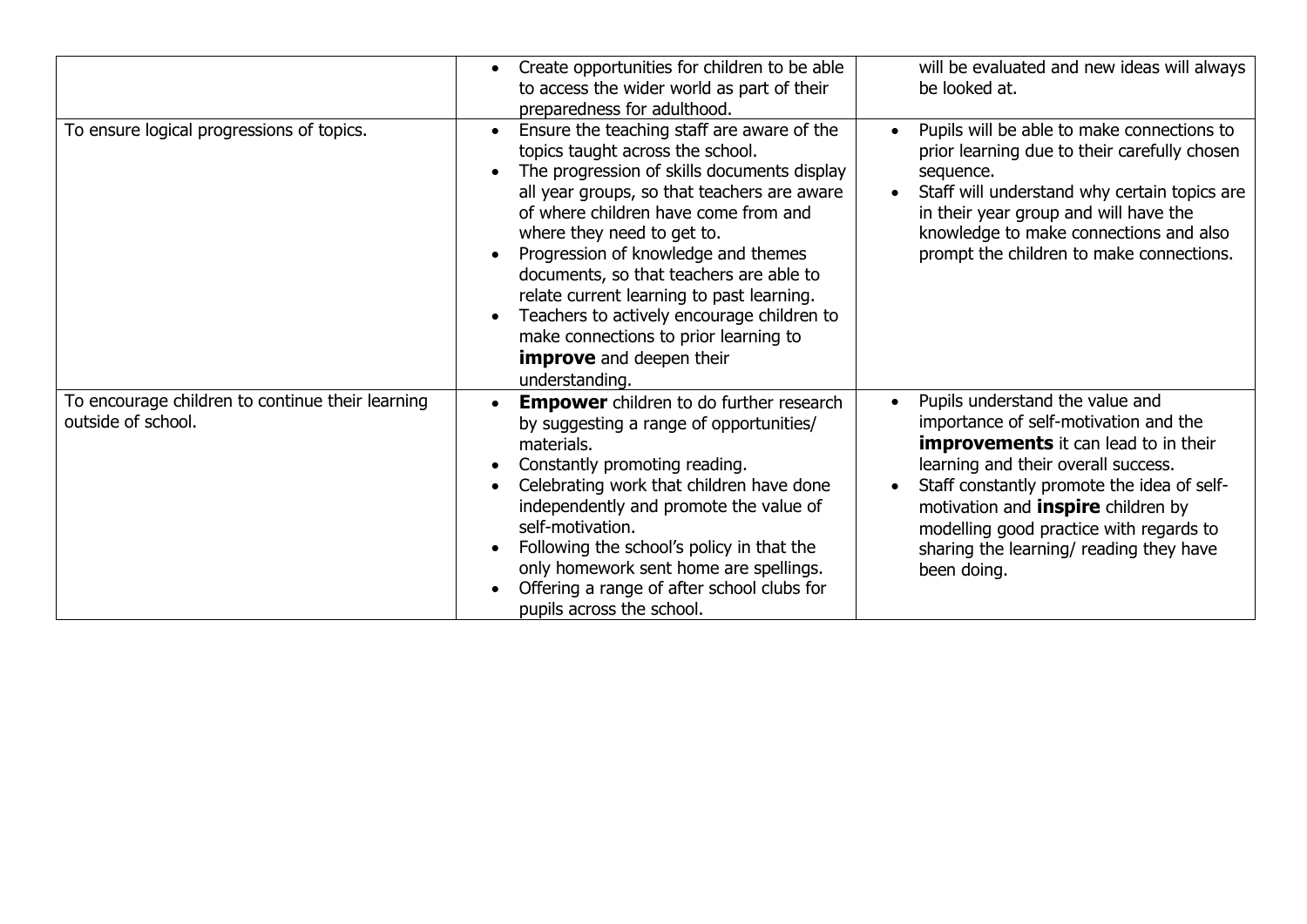| | | |
|---|---|---|
| | • Create opportunities for children to be able to access the wider world as part of their preparedness for adulthood. | will be evaluated and new ideas will always be looked at. |
| To ensure logical progressions of topics. | • Ensure the teaching staff are aware of the topics taught across the school.<br>• The progression of skills documents display all year groups, so that teachers are aware of where children have come from and where they need to get to.<br>• Progression of knowledge and themes documents, so that teachers are able to relate current learning to past learning.<br>• Teachers to actively encourage children to make connections to prior learning to **improve** and deepen their understanding. | • Pupils will be able to make connections to prior learning due to their carefully chosen sequence.<br>• Staff will understand why certain topics are in their year group and will have the knowledge to make connections and also prompt the children to make connections. |
| To encourage children to continue their learning outside of school. | • **Empower** children to do further research by suggesting a range of opportunities/ materials.<br>• Constantly promoting reading.<br>• Celebrating work that children have done independently and promote the value of self-motivation.<br>• Following the school's policy in that the only homework sent home are spellings.<br>• Offering a range of after school clubs for pupils across the school. | • Pupils understand the value and importance of self-motivation and the **improvements** it can lead to in their learning and their overall success.<br>• Staff constantly promote the idea of self-motivation and **inspire** children by modelling good practice with regards to sharing the learning/ reading they have been doing. |